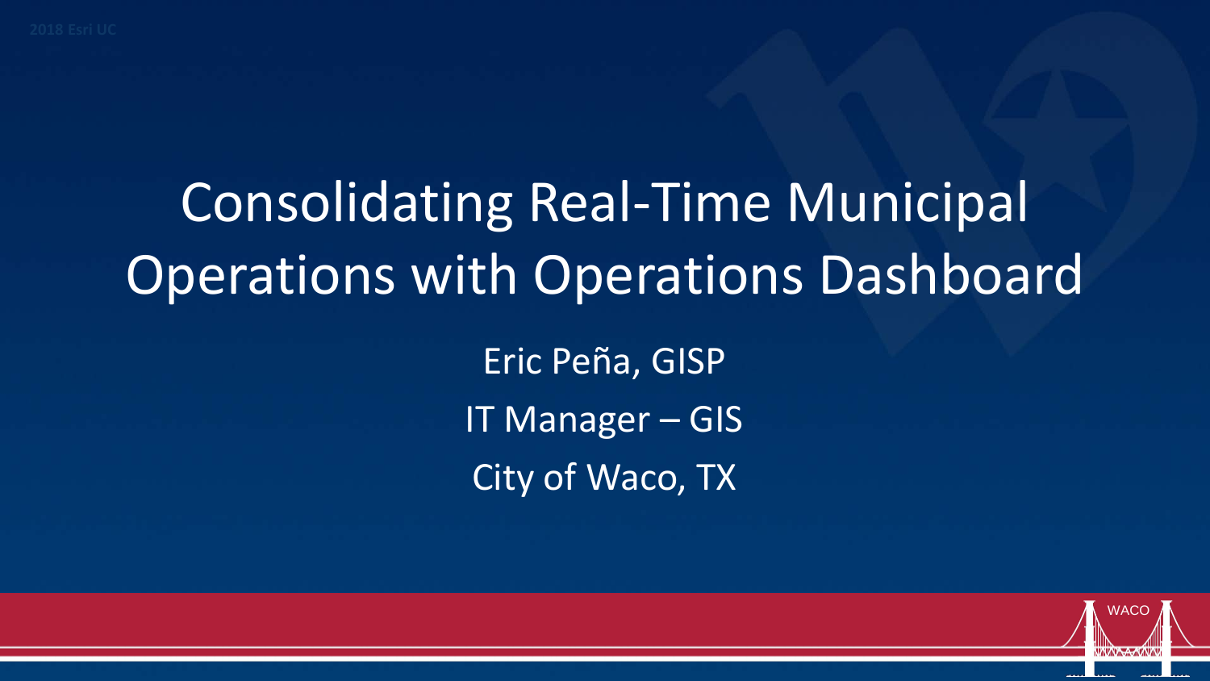# Consolidating Real-Time Municipal Operations with Operations Dashboard

Eric Peña, GISP

IT Manager – GIS

City of Waco, TX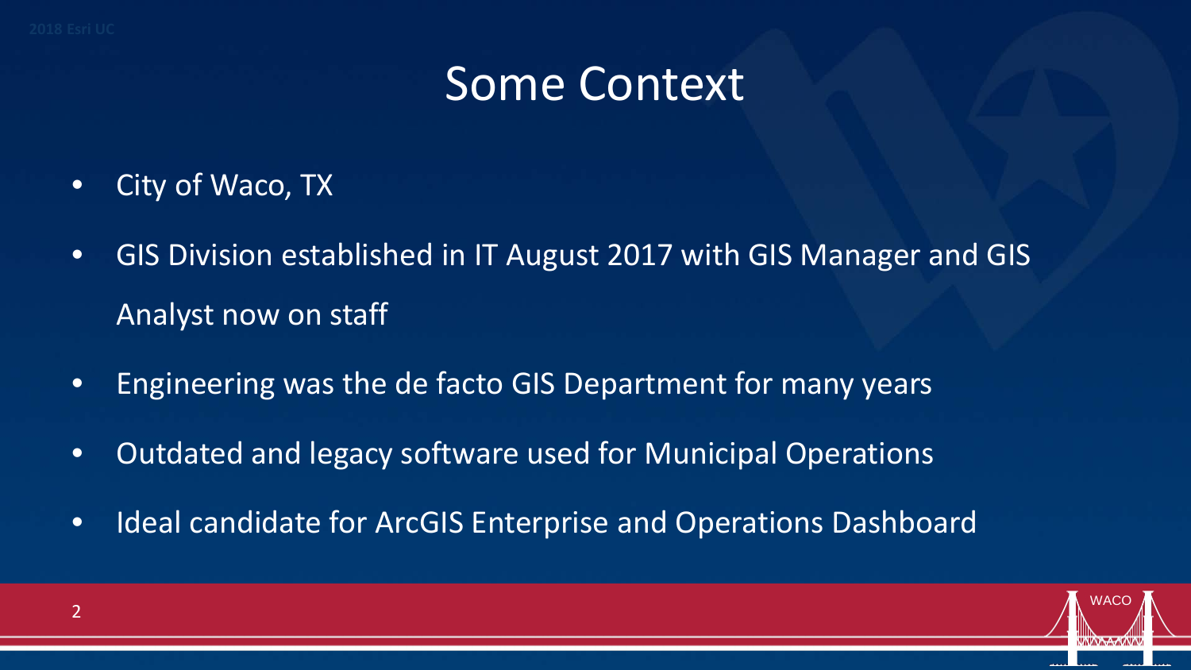# Some Context

- City of Waco, TX
- GIS Division established in IT August 2017 with GIS Manager and GIS Analyst now on staff
- Engineering was the de facto GIS Department for many years
- Outdated and legacy software used for Municipal Operations
- Ideal candidate for ArcGIS Enterprise and Operations Dashboard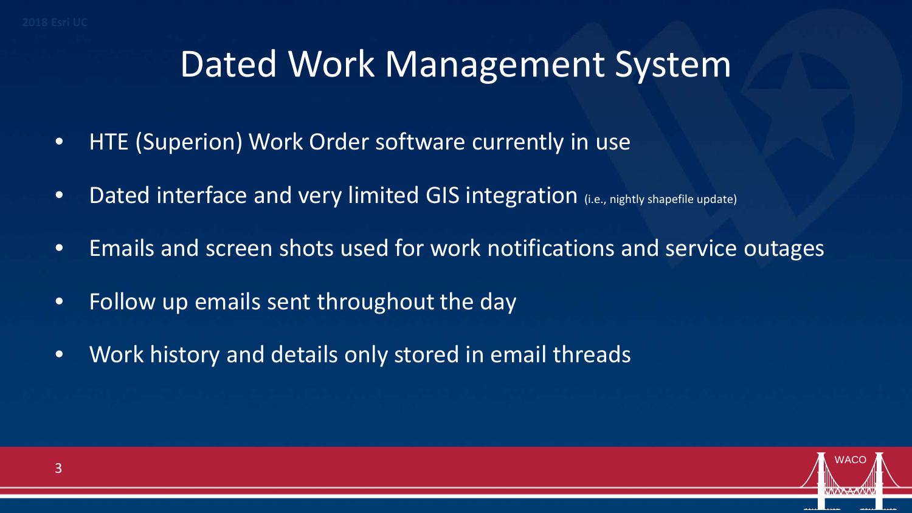# Dated Work Management System

- HTE (Superion) Work Order software currently in use
- Dated interface and very limited GIS integration (i.e., nightly shapefile update)
- Emails and screen shots used for work notifications and service outages
- Follow up emails sent throughout the day
- Work history and details only stored in email threads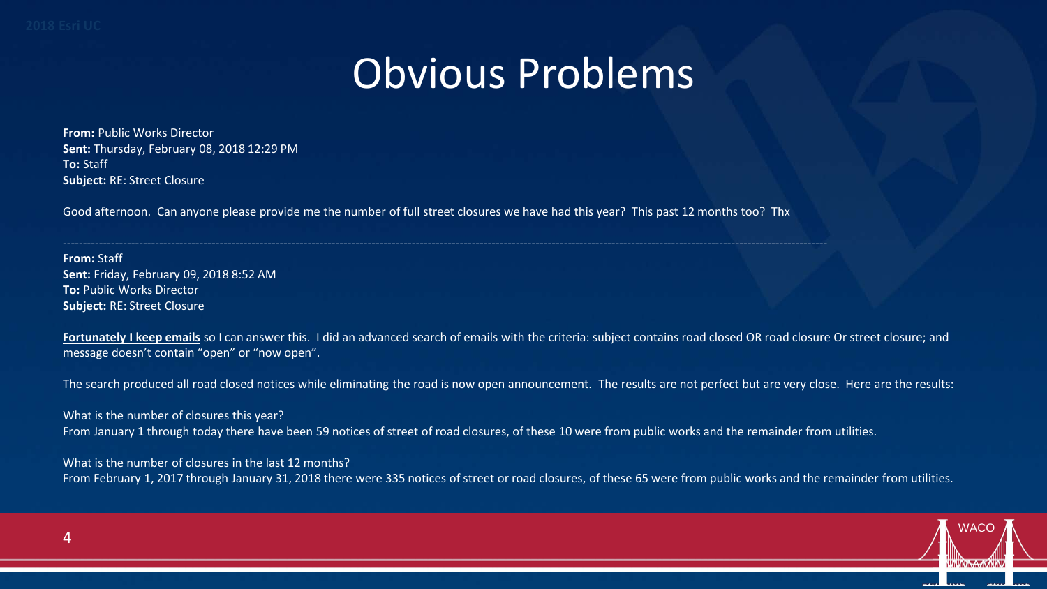# Obvious Problems

**From:** Public Works Director
**Sent:** Thursday, February 08, 2018 12:29 PM
**To:** Staff
**Subject:** RE: Street Closure

Good afternoon. Can anyone please provide me the number of full street closures we have had this year? This past 12 months too? Thx

---

**From:** Staff
**Sent:** Friday, February 09, 2018 8:52 AM
**To:** Public Works Director
**Subject:** RE: Street Closure

**Fortunately I keep emails** so I can answer this. I did an advanced search of emails with the criteria: subject contains road closed OR road closure Or street closure; and message doesn't contain "open" or "now open".

The search produced all road closed notices while eliminating the road is now open announcement. The results are not perfect but are very close. Here are the results:

What is the number of closures this year?
From January 1 through today there have been 59 notices of street of road closures, of these 10 were from public works and the remainder from utilities.

What is the number of closures in the last 12 months?
From February 1, 2017 through January 31, 2018 there were 335 notices of street or road closures, of these 65 were from public works and the remainder from utilities.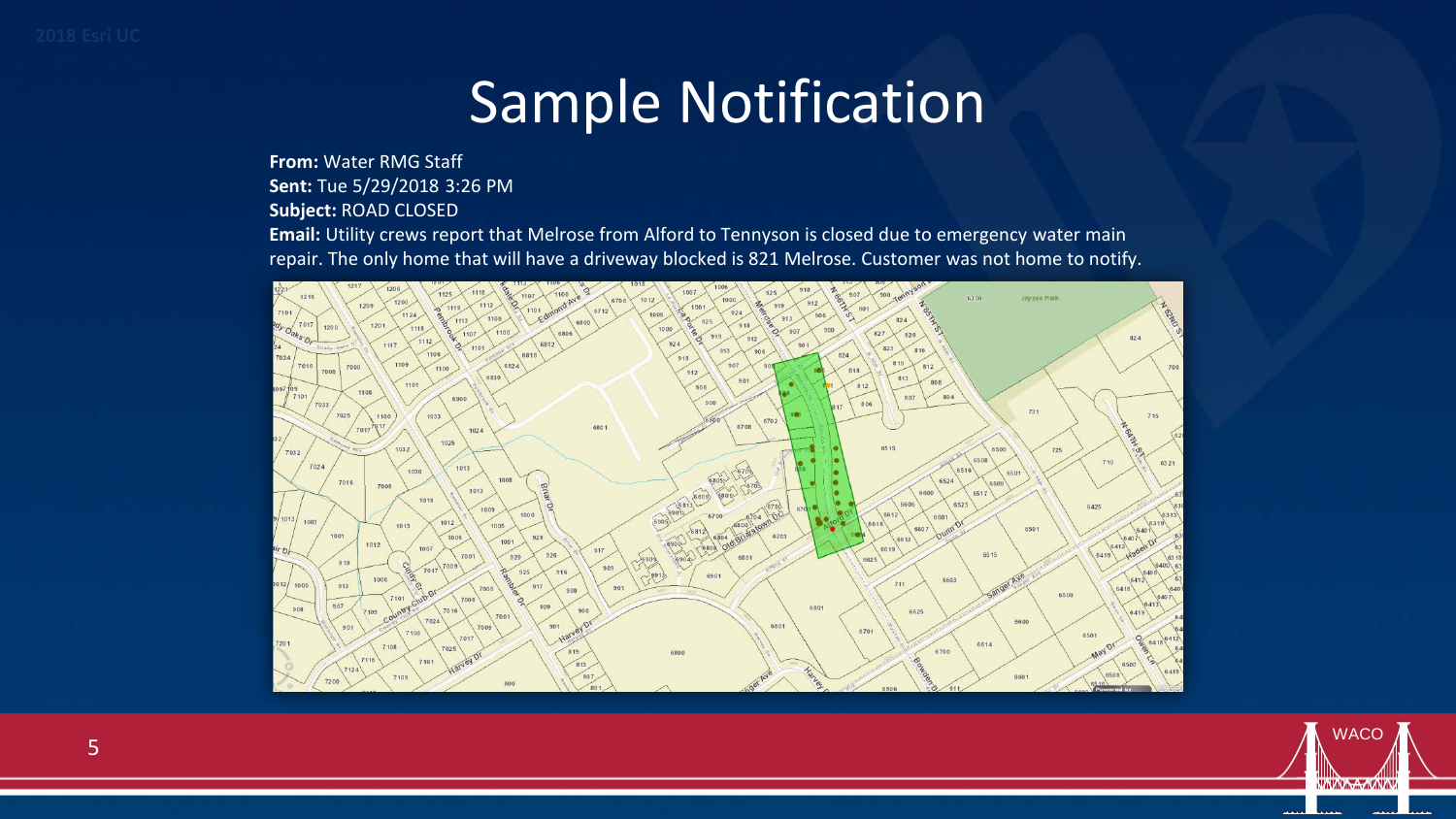# Sample Notification

**From:** Water RMG Staff
**Sent:** Tue 5/29/2018 3:26 PM
**Subject:** ROAD CLOSED
**Email:** Utility crews report that Melrose from Alford to Tennyson is closed due to emergency water main repair. The only home that will have a driveway blocked is 821 Melrose. Customer was not home to notify.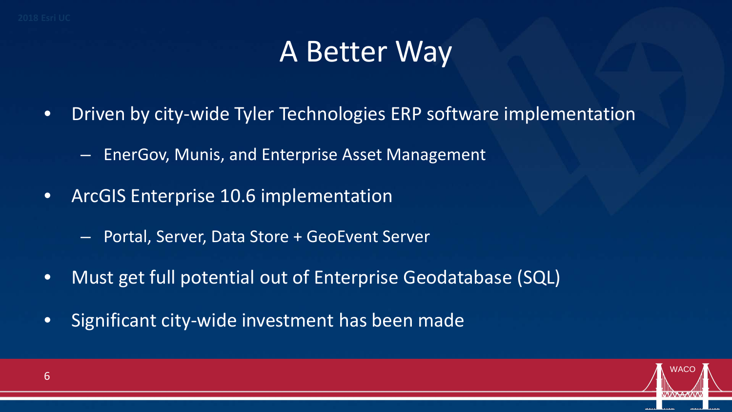# A Better Way

- Driven by city-wide Tyler Technologies ERP software implementation
  - EnerGov, Munis, and Enterprise Asset Management
- ArcGIS Enterprise 10.6 implementation
  - Portal, Server, Data Store + GeoEvent Server
- Must get full potential out of Enterprise Geodatabase (SQL)
- Significant city-wide investment has been made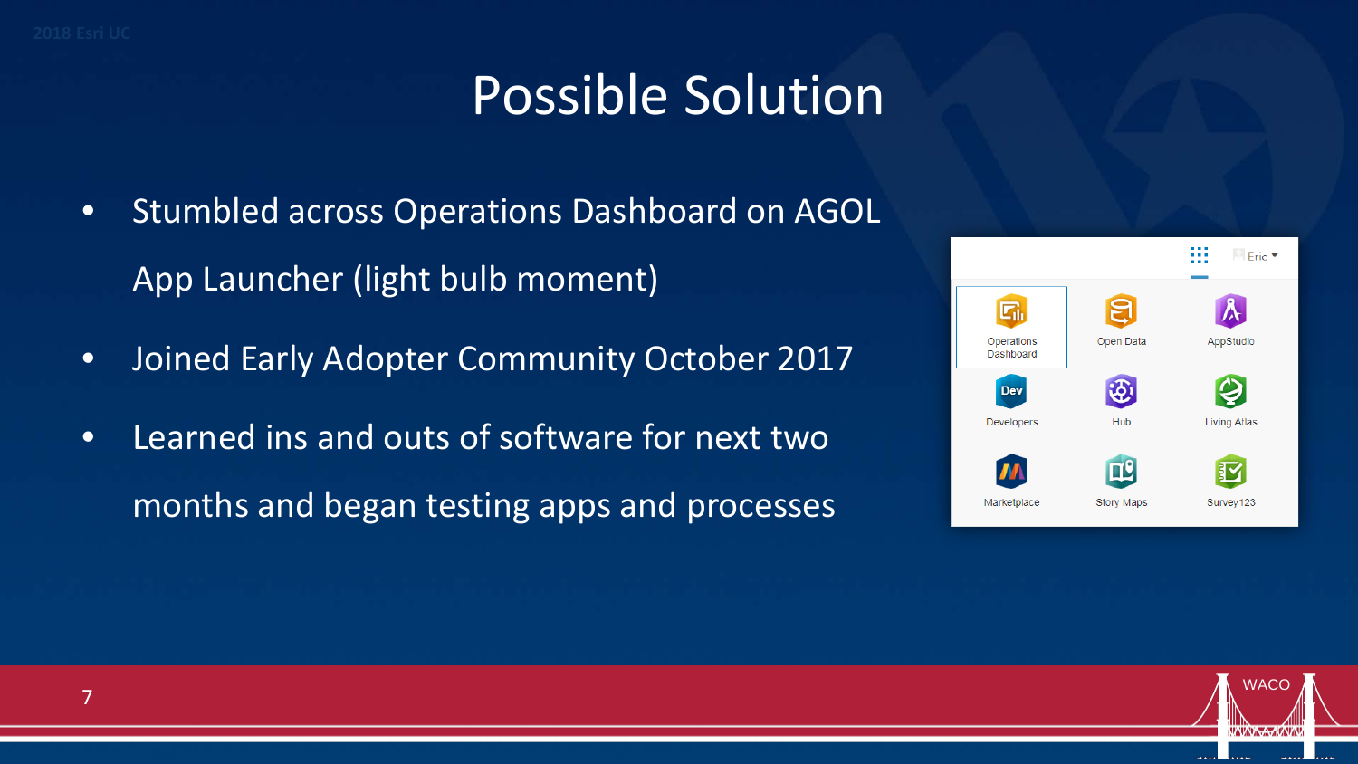# Possible Solution

- Stumbled across Operations Dashboard on AGOL App Launcher (light bulb moment)
- Joined Early Adopter Community October 2017
- Learned ins and outs of software for next two months and began testing apps and processes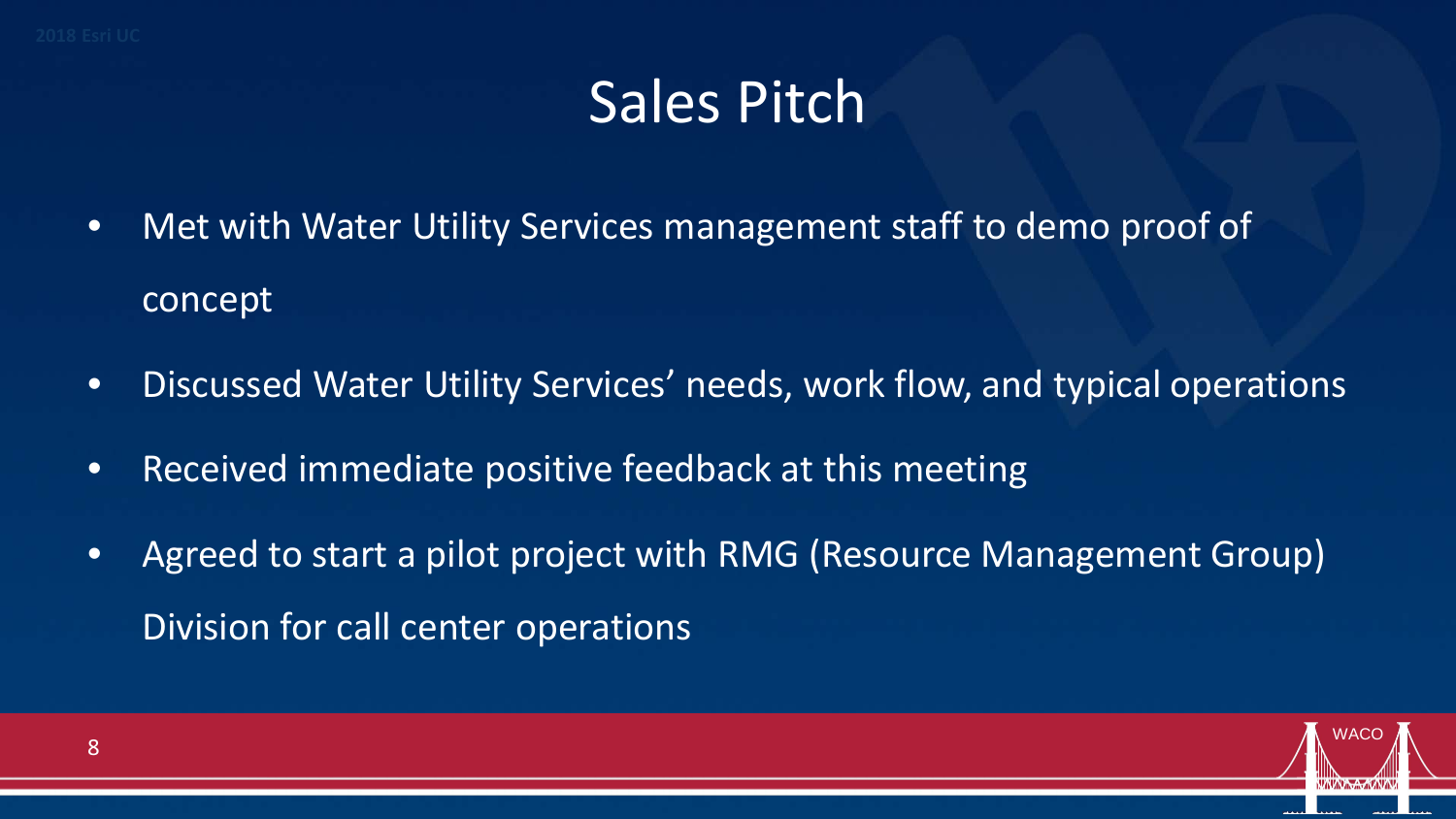# Sales Pitch

- Met with Water Utility Services management staff to demo proof of concept
- Discussed Water Utility Services' needs, work flow, and typical operations
- Received immediate positive feedback at this meeting
- Agreed to start a pilot project with RMG (Resource Management Group) Division for call center operations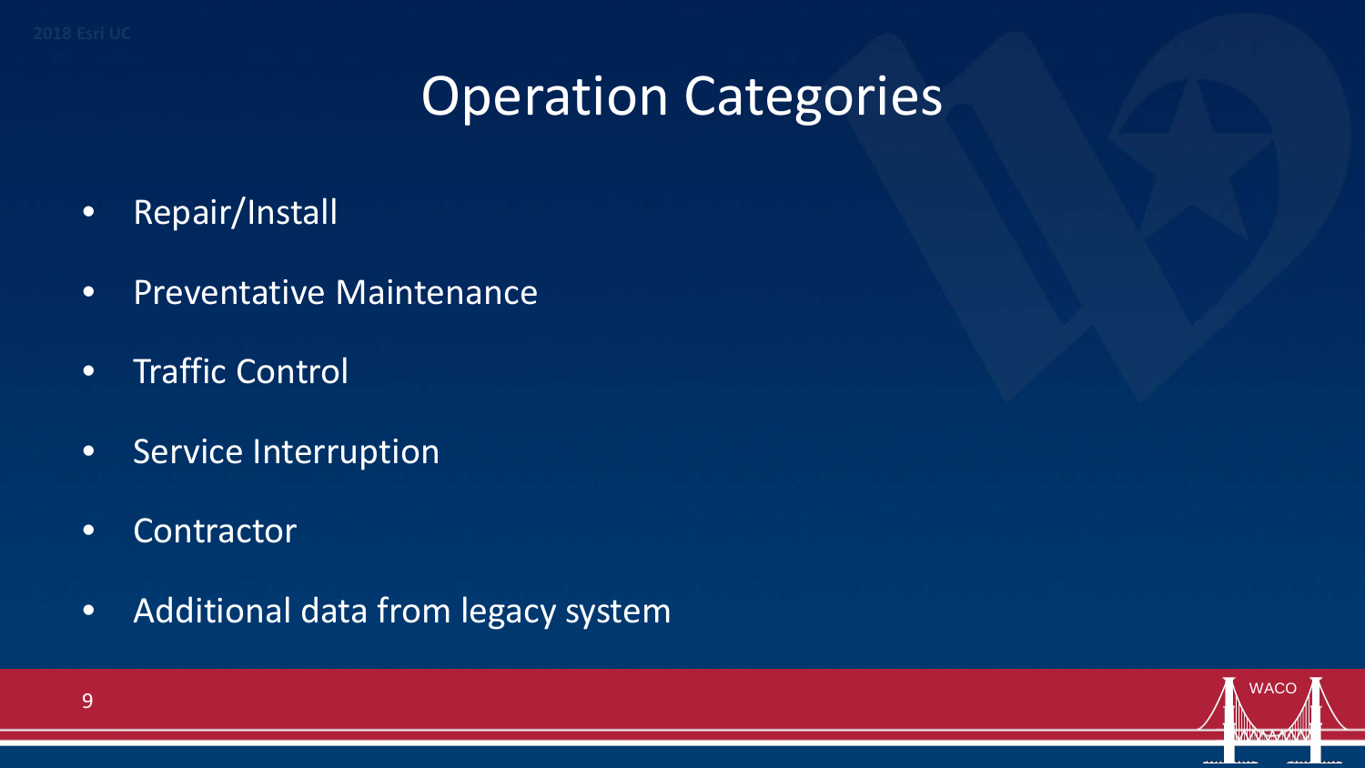# Operation Categories

- Repair/Install
- Preventative Maintenance
- Traffic Control
- Service Interruption
- Contractor
- Additional data from legacy system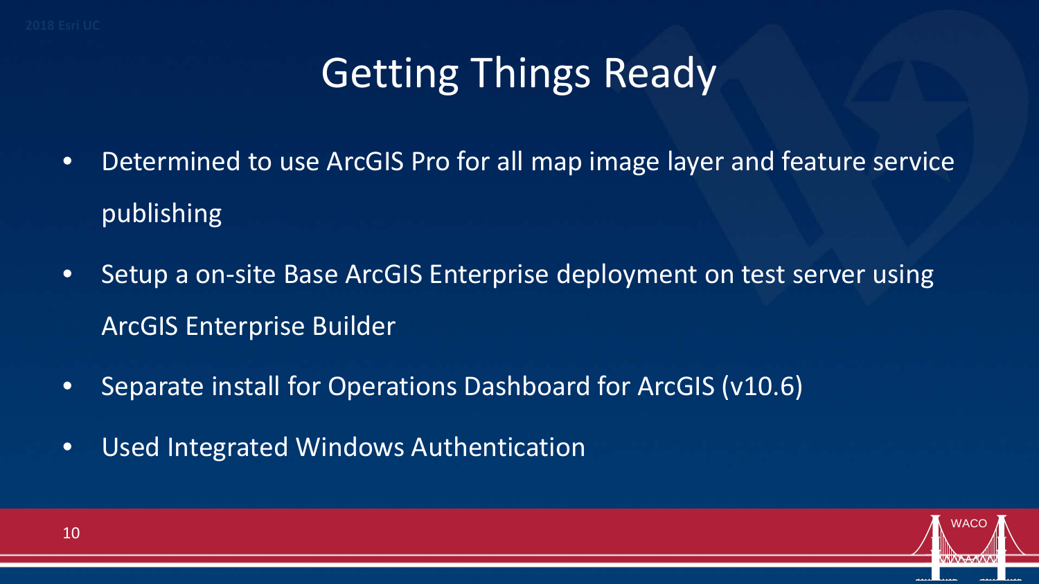# Getting Things Ready

- Determined to use ArcGIS Pro for all map image layer and feature service publishing
- Setup a on-site Base ArcGIS Enterprise deployment on test server using ArcGIS Enterprise Builder
- Separate install for Operations Dashboard for ArcGIS (v10.6)
- Used Integrated Windows Authentication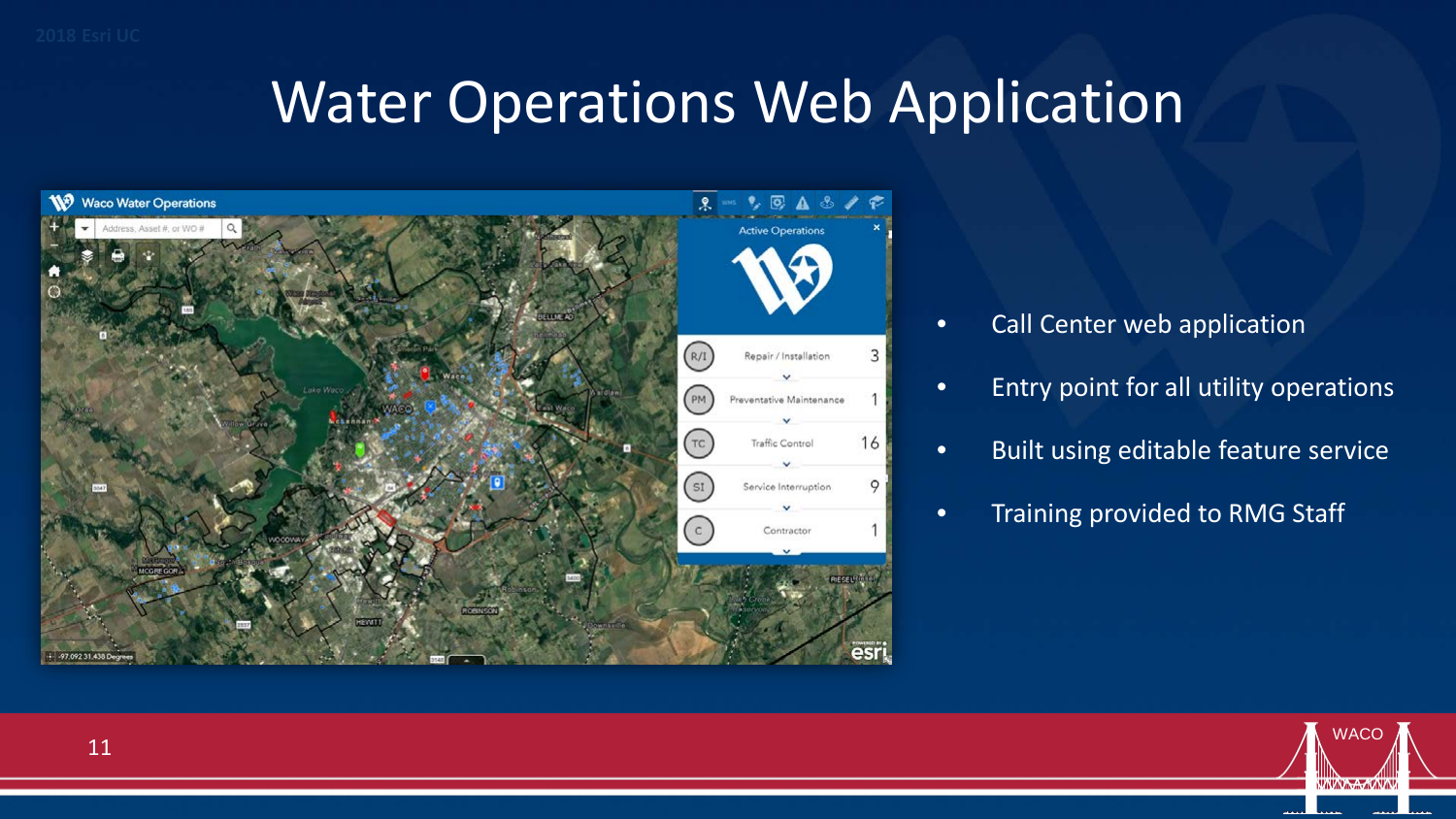# Water Operations Web Application

- Call Center web application
- Entry point for all utility operations
- Built using editable feature service
- Training provided to RMG Staff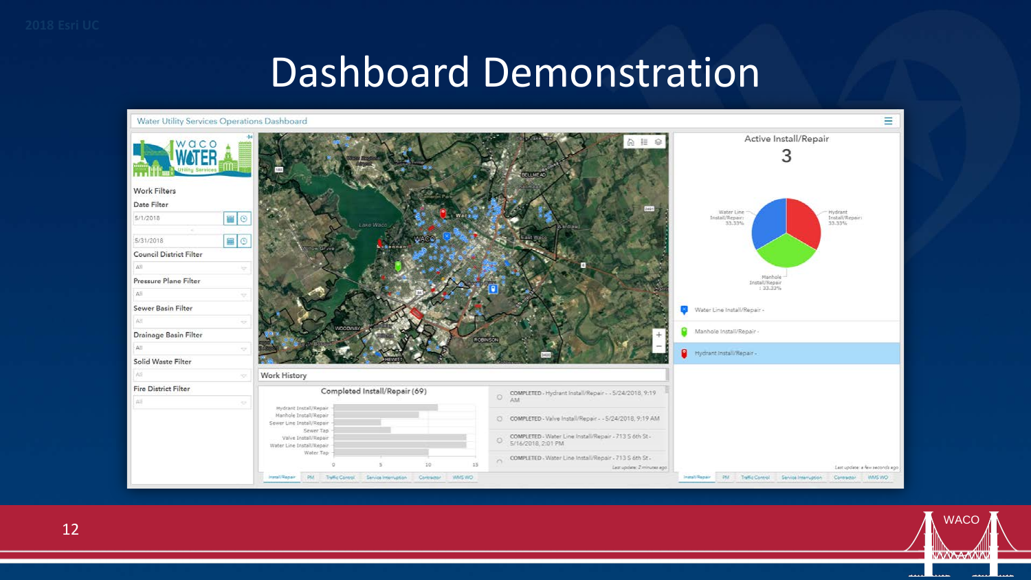# Dashboard Demonstration

Water Utility Services Operations Dashboard

Work Filters

Date Filter

5/1/2018

5/31/2018

Council District Filter

All

Pressure Plane Filter

All

Sewer Basin Filter

All

Drainage Basin Filter

All

Solid Waste Filter

All

Fire District Filter

All

Work History

Completed Install/Repair (69)

| Category |
| --- |
| Hydrant Install/Repair |
| Manhole Install/Repair |
| Sewer Line Install/Repair |
| Sewer Tap |
| Valve Install/Repair |
| Water Line Install/Repair |
| Water Tap |

- COMPLETED - Hydrant Install/Repair - - 5/24/2018, 9:19 AM
- COMPLETED - Valve Install/Repair - - 5/24/2018, 9:19 AM
- COMPLETED - Water Line Install/Repair - 713 S 6th St - 5/16/2018, 2:01 PM
- COMPLETED - Water Line Install/Repair - 713 S 6th St -

Last update: 2 minutes ago

Install/Repair | PM | Traffic Control | Service Interruption | Contractor | WMS WO

Active Install/Repair

3

- Water Line Install/Repair: 33.33%
- Hydrant Install/Repair: 33.33%
- Manhole Install/Repair: 33.33%

- Water Line Install/Repair -
- Manhole Install/Repair -
- Hydrant Install/Repair -

Last update: a few seconds ago

Install/Repair | PM | Traffic Control | Service Interruption | Contractor | WMS WO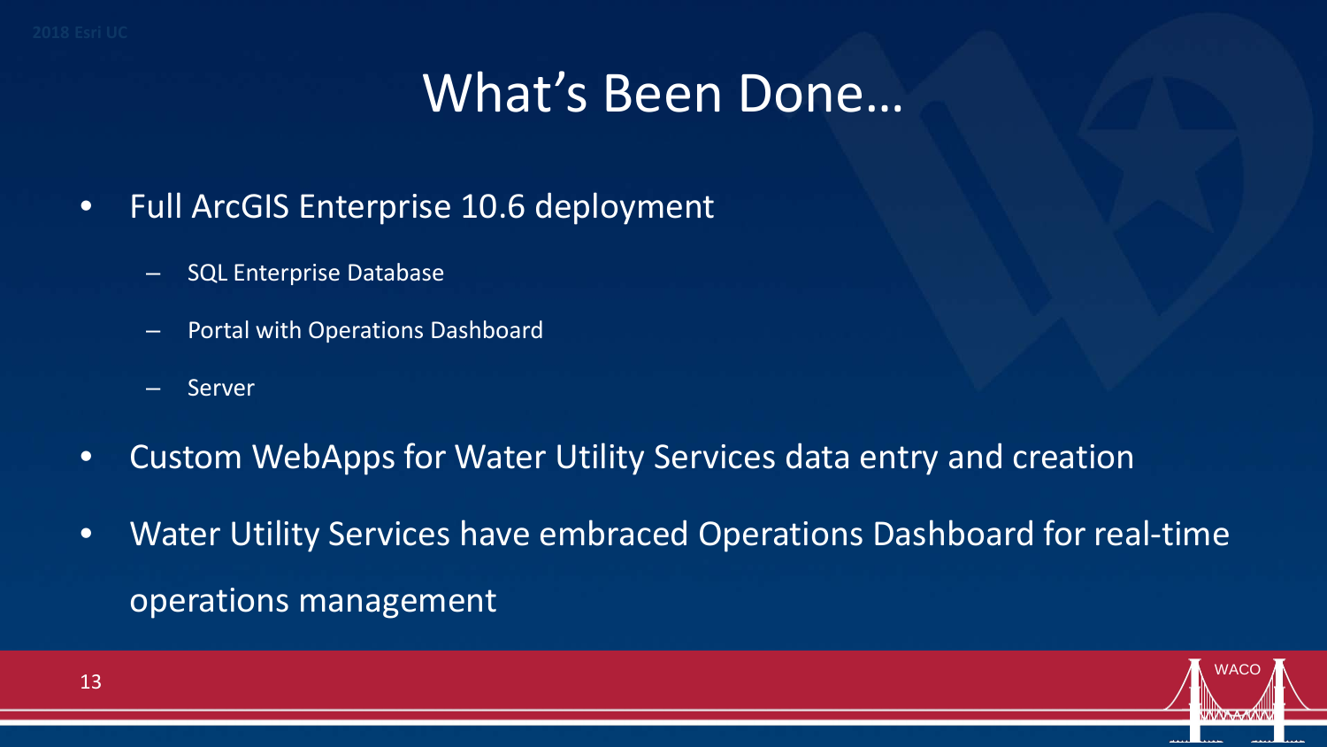# What's Been Done…

- Full ArcGIS Enterprise 10.6 deployment
  - SQL Enterprise Database
  - Portal with Operations Dashboard
  - Server
- Custom WebApps for Water Utility Services data entry and creation
- Water Utility Services have embraced Operations Dashboard for real-time operations management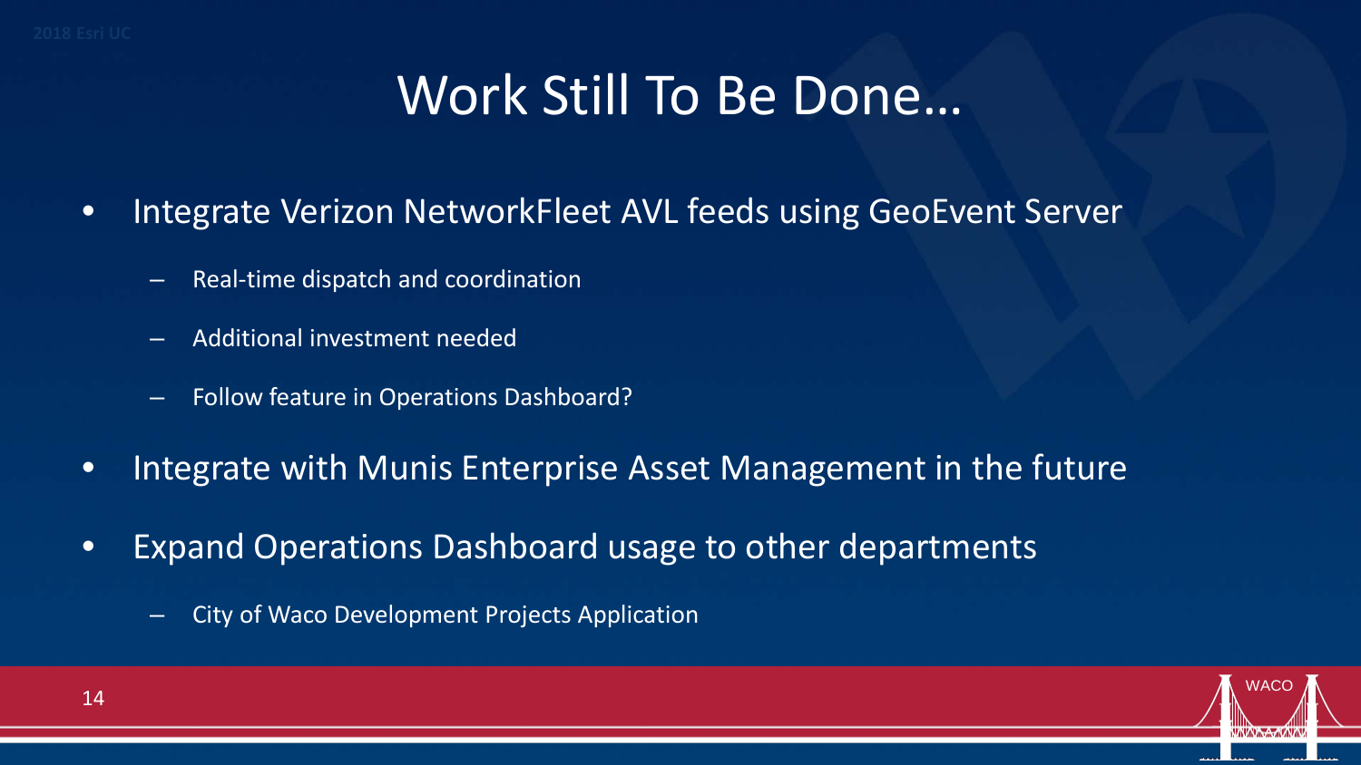# Work Still To Be Done…

- Integrate Verizon NetworkFleet AVL feeds using GeoEvent Server
  - Real-time dispatch and coordination
  - Additional investment needed
  - Follow feature in Operations Dashboard?
- Integrate with Munis Enterprise Asset Management in the future
- Expand Operations Dashboard usage to other departments
  - City of Waco Development Projects Application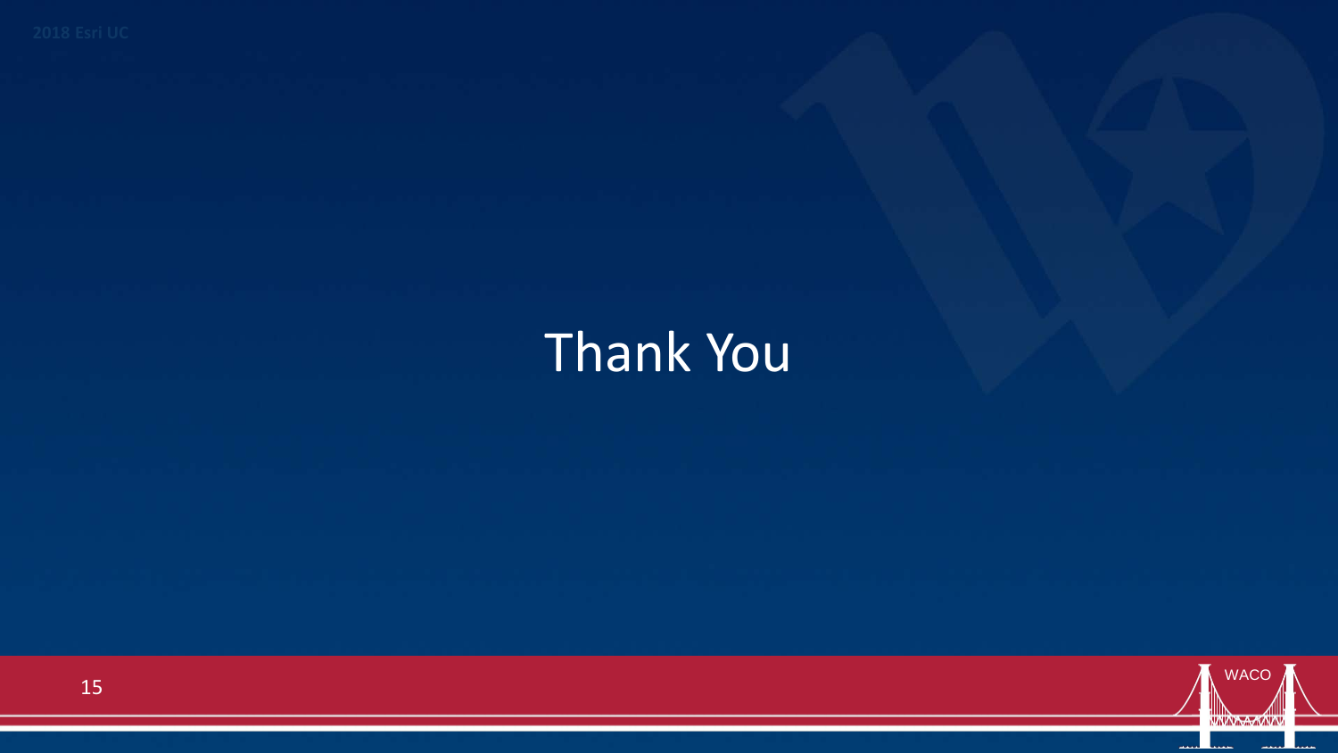# Thank You